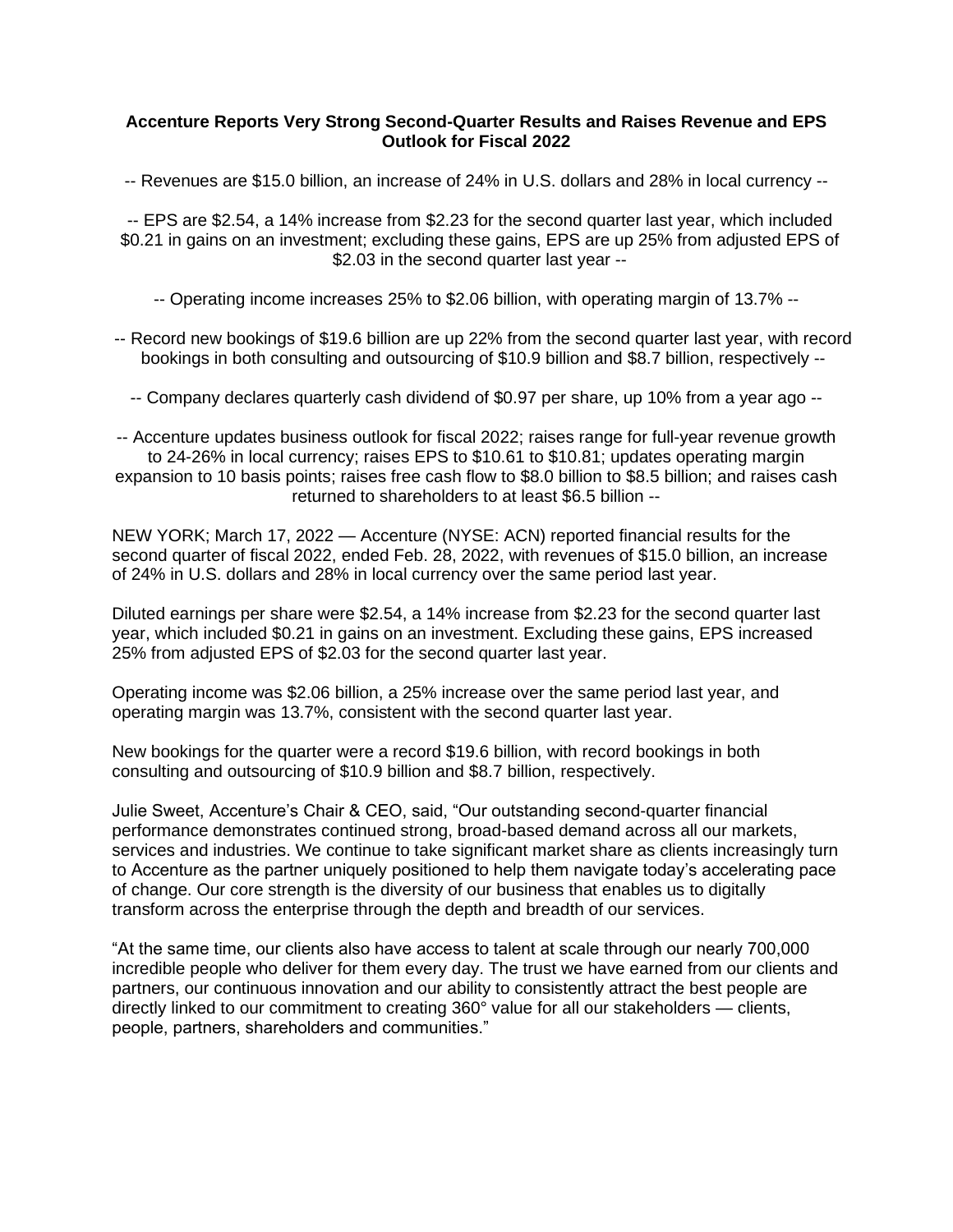# Accenture Reports Very Strong Second-Quarter Results and Raises Revenue and EPS Outlook for Fiscal 2022

-- Revenues are $15.0 billion, an increase of 24% in U.S. dollars and 28% in local currency --

-- EPS are $2.54, a 14% increase from $2.23 for the second quarter last year, which included $0.21 in gains on an investment; excluding these gains, EPS are up 25% from adjusted EPS of $2.03 in the second quarter last year --

-- Operating income increases 25% to $2.06 billion, with operating margin of 13.7% --

-- Record new bookings of $19.6 billion are up 22% from the second quarter last year, with record bookings in both consulting and outsourcing of $10.9 billion and $8.7 billion, respectively --

-- Company declares quarterly cash dividend of $0.97 per share, up 10% from a year ago --

-- Accenture updates business outlook for fiscal 2022; raises range for full-year revenue growth to 24-26% in local currency; raises EPS to $10.61 to $10.81; updates operating margin expansion to 10 basis points; raises free cash flow to $8.0 billion to $8.5 billion; and raises cash returned to shareholders to at least $6.5 billion --

NEW YORK; March 17, 2022 — Accenture (NYSE: ACN) reported financial results for the second quarter of fiscal 2022, ended Feb. 28, 2022, with revenues of $15.0 billion, an increase of 24% in U.S. dollars and 28% in local currency over the same period last year.

Diluted earnings per share were $2.54, a 14% increase from $2.23 for the second quarter last year, which included $0.21 in gains on an investment. Excluding these gains, EPS increased 25% from adjusted EPS of $2.03 for the second quarter last year.

Operating income was $2.06 billion, a 25% increase over the same period last year, and operating margin was 13.7%, consistent with the second quarter last year.

New bookings for the quarter were a record $19.6 billion, with record bookings in both consulting and outsourcing of $10.9 billion and $8.7 billion, respectively.

Julie Sweet, Accenture's Chair & CEO, said, "Our outstanding second-quarter financial performance demonstrates continued strong, broad-based demand across all our markets, services and industries. We continue to take significant market share as clients increasingly turn to Accenture as the partner uniquely positioned to help them navigate today's accelerating pace of change. Our core strength is the diversity of our business that enables us to digitally transform across the enterprise through the depth and breadth of our services.

"At the same time, our clients also have access to talent at scale through our nearly 700,000 incredible people who deliver for them every day. The trust we have earned from our clients and partners, our continuous innovation and our ability to consistently attract the best people are directly linked to our commitment to creating 360° value for all our stakeholders — clients, people, partners, shareholders and communities."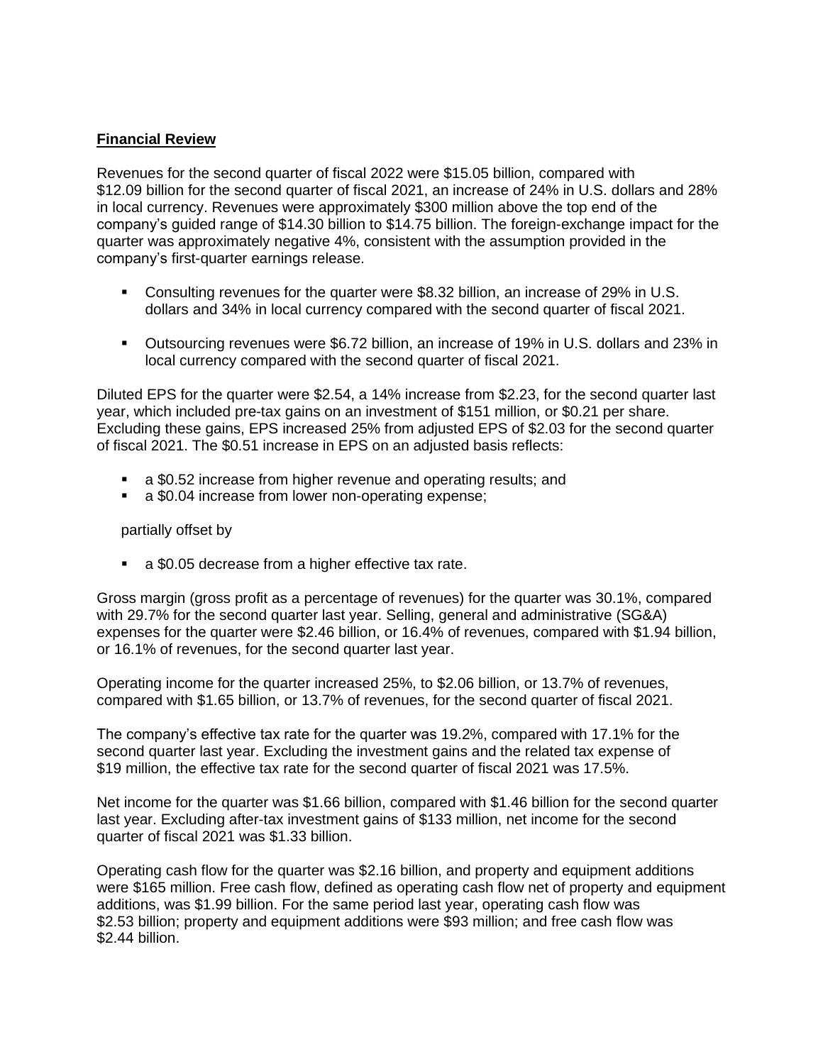**Financial Review**

Revenues for the second quarter of fiscal 2022 were $15.05 billion, compared with $12.09 billion for the second quarter of fiscal 2021, an increase of 24% in U.S. dollars and 28% in local currency. Revenues were approximately $300 million above the top end of the company's guided range of $14.30 billion to $14.75 billion. The foreign-exchange impact for the quarter was approximately negative 4%, consistent with the assumption provided in the company's first-quarter earnings release.

- Consulting revenues for the quarter were $8.32 billion, an increase of 29% in U.S. dollars and 34% in local currency compared with the second quarter of fiscal 2021.
- Outsourcing revenues were $6.72 billion, an increase of 19% in U.S. dollars and 23% in local currency compared with the second quarter of fiscal 2021.

Diluted EPS for the quarter were $2.54, a 14% increase from $2.23, for the second quarter last year, which included pre-tax gains on an investment of $151 million, or $0.21 per share. Excluding these gains, EPS increased 25% from adjusted EPS of $2.03 for the second quarter of fiscal 2021. The $0.51 increase in EPS on an adjusted basis reflects:

- a $0.52 increase from higher revenue and operating results; and
- a $0.04 increase from lower non-operating expense;

partially offset by

- a $0.05 decrease from a higher effective tax rate.

Gross margin (gross profit as a percentage of revenues) for the quarter was 30.1%, compared with 29.7% for the second quarter last year. Selling, general and administrative (SG&A) expenses for the quarter were $2.46 billion, or 16.4% of revenues, compared with $1.94 billion, or 16.1% of revenues, for the second quarter last year.

Operating income for the quarter increased 25%, to $2.06 billion, or 13.7% of revenues, compared with $1.65 billion, or 13.7% of revenues, for the second quarter of fiscal 2021.

The company's effective tax rate for the quarter was 19.2%, compared with 17.1% for the second quarter last year. Excluding the investment gains and the related tax expense of $19 million, the effective tax rate for the second quarter of fiscal 2021 was 17.5%.

Net income for the quarter was $1.66 billion, compared with $1.46 billion for the second quarter last year. Excluding after-tax investment gains of $133 million, net income for the second quarter of fiscal 2021 was $1.33 billion.

Operating cash flow for the quarter was $2.16 billion, and property and equipment additions were $165 million. Free cash flow, defined as operating cash flow net of property and equipment additions, was $1.99 billion. For the same period last year, operating cash flow was $2.53 billion; property and equipment additions were $93 million; and free cash flow was $2.44 billion.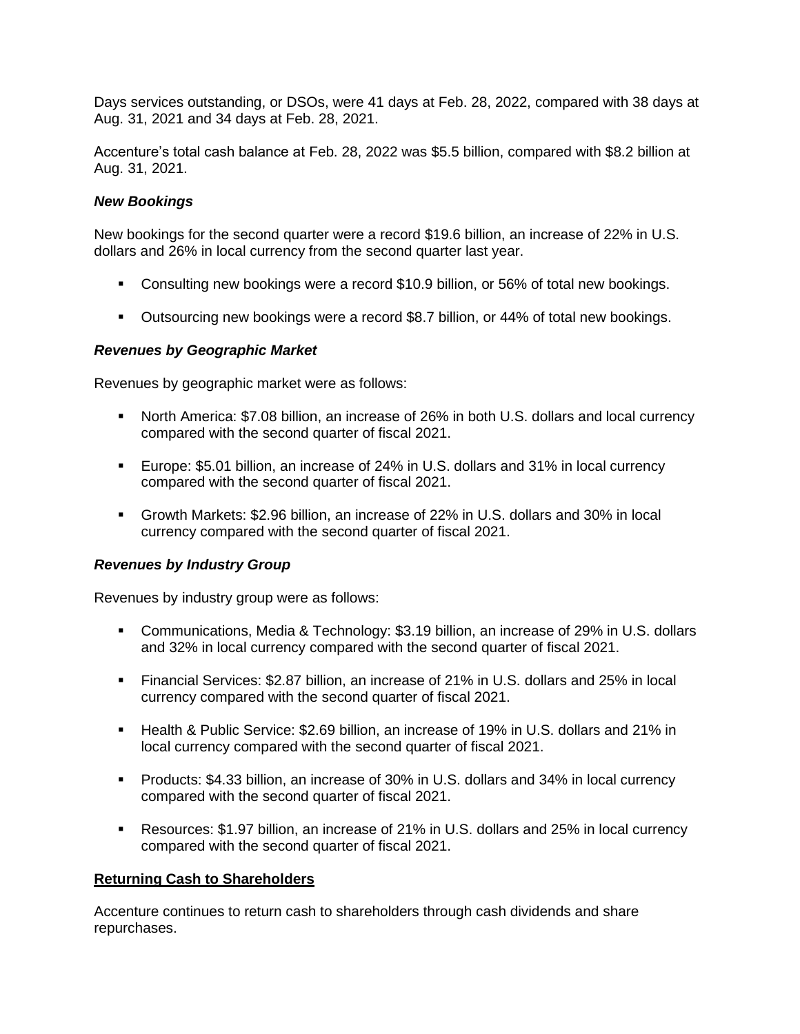Days services outstanding, or DSOs, were 41 days at Feb. 28, 2022, compared with 38 days at Aug. 31, 2021 and 34 days at Feb. 28, 2021.

Accenture's total cash balance at Feb. 28, 2022 was $5.5 billion, compared with $8.2 billion at Aug. 31, 2021.

### *New Bookings*

New bookings for the second quarter were a record $19.6 billion, an increase of 22% in U.S. dollars and 26% in local currency from the second quarter last year.

- Consulting new bookings were a record $10.9 billion, or 56% of total new bookings.
- Outsourcing new bookings were a record $8.7 billion, or 44% of total new bookings.

### *Revenues by Geographic Market*

Revenues by geographic market were as follows:

- North America: $7.08 billion, an increase of 26% in both U.S. dollars and local currency compared with the second quarter of fiscal 2021.
- Europe: $5.01 billion, an increase of 24% in U.S. dollars and 31% in local currency compared with the second quarter of fiscal 2021.
- Growth Markets: $2.96 billion, an increase of 22% in U.S. dollars and 30% in local currency compared with the second quarter of fiscal 2021.

### *Revenues by Industry Group*

Revenues by industry group were as follows:

- Communications, Media & Technology: $3.19 billion, an increase of 29% in U.S. dollars and 32% in local currency compared with the second quarter of fiscal 2021.
- Financial Services: $2.87 billion, an increase of 21% in U.S. dollars and 25% in local currency compared with the second quarter of fiscal 2021.
- Health & Public Service: $2.69 billion, an increase of 19% in U.S. dollars and 21% in local currency compared with the second quarter of fiscal 2021.
- Products: $4.33 billion, an increase of 30% in U.S. dollars and 34% in local currency compared with the second quarter of fiscal 2021.
- Resources: $1.97 billion, an increase of 21% in U.S. dollars and 25% in local currency compared with the second quarter of fiscal 2021.

## Returning Cash to Shareholders

Accenture continues to return cash to shareholders through cash dividends and share repurchases.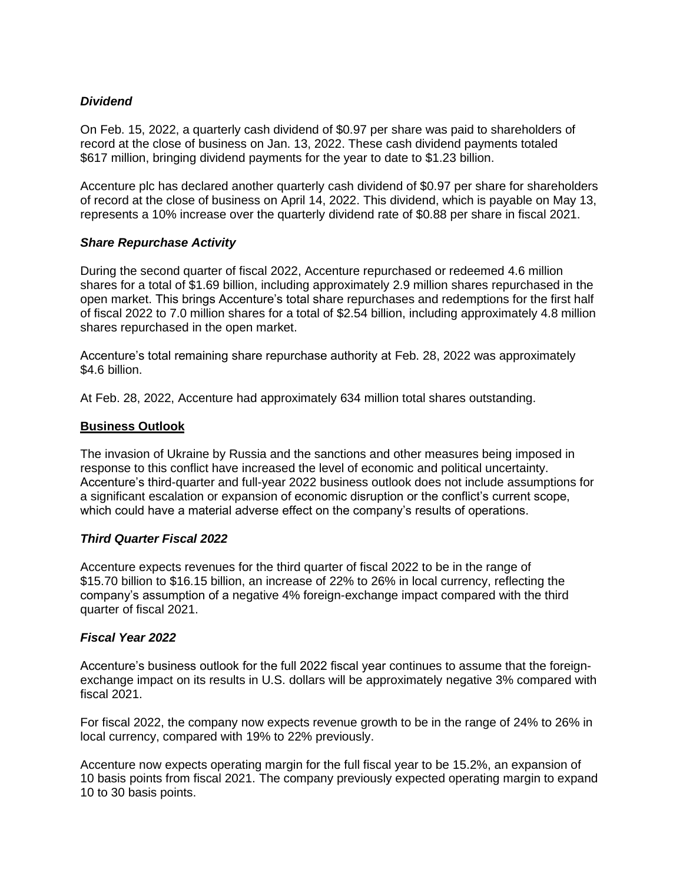### *Dividend*

On Feb. 15, 2022, a quarterly cash dividend of $0.97 per share was paid to shareholders of record at the close of business on Jan. 13, 2022. These cash dividend payments totaled $617 million, bringing dividend payments for the year to date to $1.23 billion.

Accenture plc has declared another quarterly cash dividend of $0.97 per share for shareholders of record at the close of business on April 14, 2022. This dividend, which is payable on May 13, represents a 10% increase over the quarterly dividend rate of $0.88 per share in fiscal 2021.

### *Share Repurchase Activity*

During the second quarter of fiscal 2022, Accenture repurchased or redeemed 4.6 million shares for a total of $1.69 billion, including approximately 2.9 million shares repurchased in the open market. This brings Accenture's total share repurchases and redemptions for the first half of fiscal 2022 to 7.0 million shares for a total of $2.54 billion, including approximately 4.8 million shares repurchased in the open market.

Accenture's total remaining share repurchase authority at Feb. 28, 2022 was approximately $4.6 billion.

At Feb. 28, 2022, Accenture had approximately 634 million total shares outstanding.

## Business Outlook

The invasion of Ukraine by Russia and the sanctions and other measures being imposed in response to this conflict have increased the level of economic and political uncertainty. Accenture's third-quarter and full-year 2022 business outlook does not include assumptions for a significant escalation or expansion of economic disruption or the conflict's current scope, which could have a material adverse effect on the company's results of operations.

### *Third Quarter Fiscal 2022*

Accenture expects revenues for the third quarter of fiscal 2022 to be in the range of $15.70 billion to $16.15 billion, an increase of 22% to 26% in local currency, reflecting the company's assumption of a negative 4% foreign-exchange impact compared with the third quarter of fiscal 2021.

### *Fiscal Year 2022*

Accenture's business outlook for the full 2022 fiscal year continues to assume that the foreign-exchange impact on its results in U.S. dollars will be approximately negative 3% compared with fiscal 2021.

For fiscal 2022, the company now expects revenue growth to be in the range of 24% to 26% in local currency, compared with 19% to 22% previously.

Accenture now expects operating margin for the full fiscal year to be 15.2%, an expansion of 10 basis points from fiscal 2021. The company previously expected operating margin to expand 10 to 30 basis points.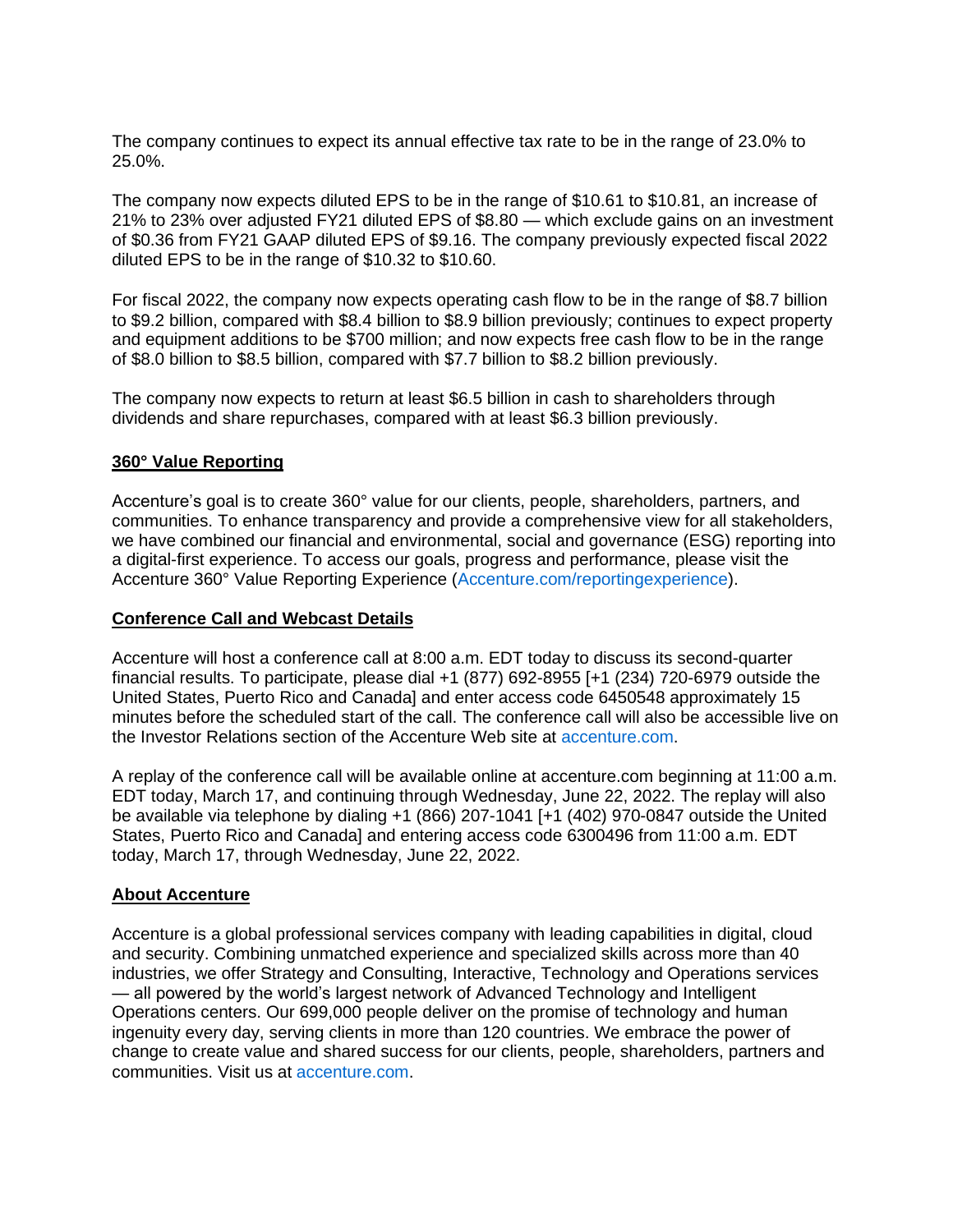The company continues to expect its annual effective tax rate to be in the range of 23.0% to 25.0%.

The company now expects diluted EPS to be in the range of $10.61 to $10.81, an increase of 21% to 23% over adjusted FY21 diluted EPS of $8.80 — which exclude gains on an investment of $0.36 from FY21 GAAP diluted EPS of $9.16. The company previously expected fiscal 2022 diluted EPS to be in the range of $10.32 to $10.60.

For fiscal 2022, the company now expects operating cash flow to be in the range of $8.7 billion to $9.2 billion, compared with $8.4 billion to $8.9 billion previously; continues to expect property and equipment additions to be $700 million; and now expects free cash flow to be in the range of $8.0 billion to $8.5 billion, compared with $7.7 billion to $8.2 billion previously.

The company now expects to return at least $6.5 billion in cash to shareholders through dividends and share repurchases, compared with at least $6.3 billion previously.

**360° Value Reporting**

Accenture's goal is to create 360° value for our clients, people, shareholders, partners, and communities. To enhance transparency and provide a comprehensive view for all stakeholders, we have combined our financial and environmental, social and governance (ESG) reporting into a digital-first experience. To access our goals, progress and performance, please visit the Accenture 360° Value Reporting Experience (Accenture.com/reportingexperience).

**Conference Call and Webcast Details**

Accenture will host a conference call at 8:00 a.m. EDT today to discuss its second-quarter financial results. To participate, please dial +1 (877) 692-8955 [+1 (234) 720-6979 outside the United States, Puerto Rico and Canada] and enter access code 6450548 approximately 15 minutes before the scheduled start of the call. The conference call will also be accessible live on the Investor Relations section of the Accenture Web site at accenture.com.

A replay of the conference call will be available online at accenture.com beginning at 11:00 a.m. EDT today, March 17, and continuing through Wednesday, June 22, 2022. The replay will also be available via telephone by dialing +1 (866) 207-1041 [+1 (402) 970-0847 outside the United States, Puerto Rico and Canada] and entering access code 6300496 from 11:00 a.m. EDT today, March 17, through Wednesday, June 22, 2022.

**About Accenture**

Accenture is a global professional services company with leading capabilities in digital, cloud and security. Combining unmatched experience and specialized skills across more than 40 industries, we offer Strategy and Consulting, Interactive, Technology and Operations services — all powered by the world's largest network of Advanced Technology and Intelligent Operations centers. Our 699,000 people deliver on the promise of technology and human ingenuity every day, serving clients in more than 120 countries. We embrace the power of change to create value and shared success for our clients, people, shareholders, partners and communities. Visit us at accenture.com.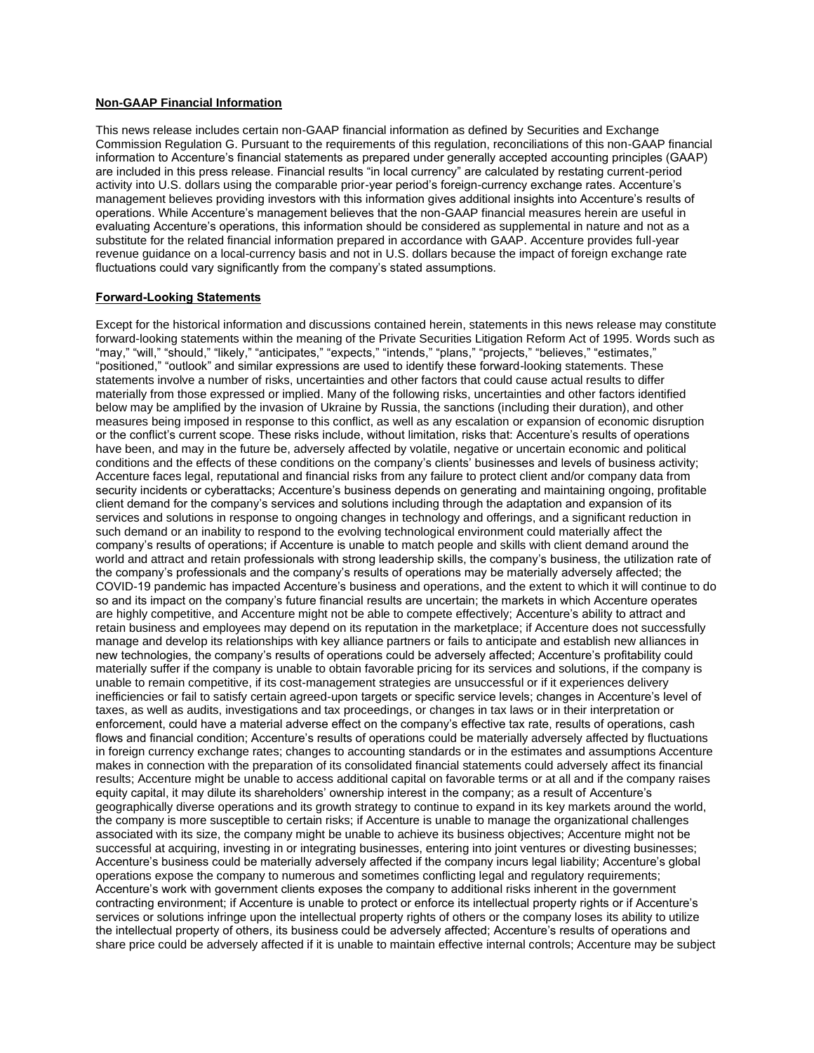**Non-GAAP Financial Information**

This news release includes certain non-GAAP financial information as defined by Securities and Exchange Commission Regulation G. Pursuant to the requirements of this regulation, reconciliations of this non-GAAP financial information to Accenture's financial statements as prepared under generally accepted accounting principles (GAAP) are included in this press release. Financial results "in local currency" are calculated by restating current-period activity into U.S. dollars using the comparable prior-year period's foreign-currency exchange rates. Accenture's management believes providing investors with this information gives additional insights into Accenture's results of operations. While Accenture's management believes that the non-GAAP financial measures herein are useful in evaluating Accenture's operations, this information should be considered as supplemental in nature and not as a substitute for the related financial information prepared in accordance with GAAP. Accenture provides full-year revenue guidance on a local-currency basis and not in U.S. dollars because the impact of foreign exchange rate fluctuations could vary significantly from the company's stated assumptions.

**Forward-Looking Statements**

Except for the historical information and discussions contained herein, statements in this news release may constitute forward-looking statements within the meaning of the Private Securities Litigation Reform Act of 1995. Words such as "may," "will," "should," "likely," "anticipates," "expects," "intends," "plans," "projects," "believes," "estimates," "positioned," "outlook" and similar expressions are used to identify these forward-looking statements. These statements involve a number of risks, uncertainties and other factors that could cause actual results to differ materially from those expressed or implied. Many of the following risks, uncertainties and other factors identified below may be amplified by the invasion of Ukraine by Russia, the sanctions (including their duration), and other measures being imposed in response to this conflict, as well as any escalation or expansion of economic disruption or the conflict's current scope. These risks include, without limitation, risks that: Accenture's results of operations have been, and may in the future be, adversely affected by volatile, negative or uncertain economic and political conditions and the effects of these conditions on the company's clients' businesses and levels of business activity; Accenture faces legal, reputational and financial risks from any failure to protect client and/or company data from security incidents or cyberattacks; Accenture's business depends on generating and maintaining ongoing, profitable client demand for the company's services and solutions including through the adaptation and expansion of its services and solutions in response to ongoing changes in technology and offerings, and a significant reduction in such demand or an inability to respond to the evolving technological environment could materially affect the company's results of operations; if Accenture is unable to match people and skills with client demand around the world and attract and retain professionals with strong leadership skills, the company's business, the utilization rate of the company's professionals and the company's results of operations may be materially adversely affected; the COVID-19 pandemic has impacted Accenture's business and operations, and the extent to which it will continue to do so and its impact on the company's future financial results are uncertain; the markets in which Accenture operates are highly competitive, and Accenture might not be able to compete effectively; Accenture's ability to attract and retain business and employees may depend on its reputation in the marketplace; if Accenture does not successfully manage and develop its relationships with key alliance partners or fails to anticipate and establish new alliances in new technologies, the company's results of operations could be adversely affected; Accenture's profitability could materially suffer if the company is unable to obtain favorable pricing for its services and solutions, if the company is unable to remain competitive, if its cost-management strategies are unsuccessful or if it experiences delivery inefficiencies or fail to satisfy certain agreed-upon targets or specific service levels; changes in Accenture's level of taxes, as well as audits, investigations and tax proceedings, or changes in tax laws or in their interpretation or enforcement, could have a material adverse effect on the company's effective tax rate, results of operations, cash flows and financial condition; Accenture's results of operations could be materially adversely affected by fluctuations in foreign currency exchange rates; changes to accounting standards or in the estimates and assumptions Accenture makes in connection with the preparation of its consolidated financial statements could adversely affect its financial results; Accenture might be unable to access additional capital on favorable terms or at all and if the company raises equity capital, it may dilute its shareholders' ownership interest in the company; as a result of Accenture's geographically diverse operations and its growth strategy to continue to expand in its key markets around the world, the company is more susceptible to certain risks; if Accenture is unable to manage the organizational challenges associated with its size, the company might be unable to achieve its business objectives; Accenture might not be successful at acquiring, investing in or integrating businesses, entering into joint ventures or divesting businesses; Accenture's business could be materially adversely affected if the company incurs legal liability; Accenture's global operations expose the company to numerous and sometimes conflicting legal and regulatory requirements; Accenture's work with government clients exposes the company to additional risks inherent in the government contracting environment; if Accenture is unable to protect or enforce its intellectual property rights or if Accenture's services or solutions infringe upon the intellectual property rights of others or the company loses its ability to utilize the intellectual property of others, its business could be adversely affected; Accenture's results of operations and share price could be adversely affected if it is unable to maintain effective internal controls; Accenture may be subject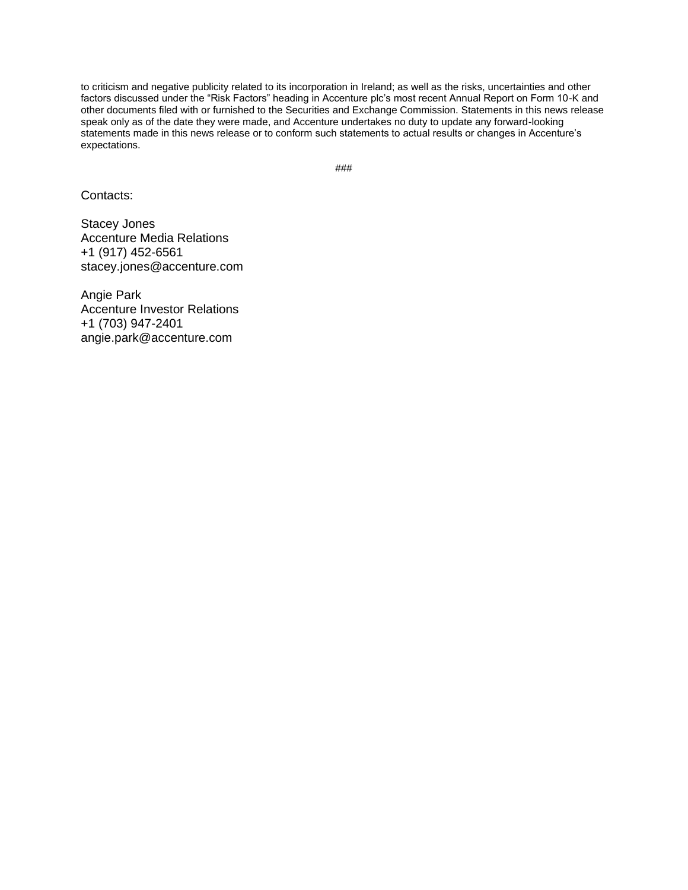to criticism and negative publicity related to its incorporation in Ireland; as well as the risks, uncertainties and other factors discussed under the "Risk Factors" heading in Accenture plc's most recent Annual Report on Form 10-K and other documents filed with or furnished to the Securities and Exchange Commission. Statements in this news release speak only as of the date they were made, and Accenture undertakes no duty to update any forward-looking statements made in this news release or to conform such statements to actual results or changes in Accenture's expectations.

###

Contacts:

Stacey Jones
Accenture Media Relations
+1 (917) 452-6561
stacey.jones@accenture.com

Angie Park
Accenture Investor Relations
+1 (703) 947-2401
angie.park@accenture.com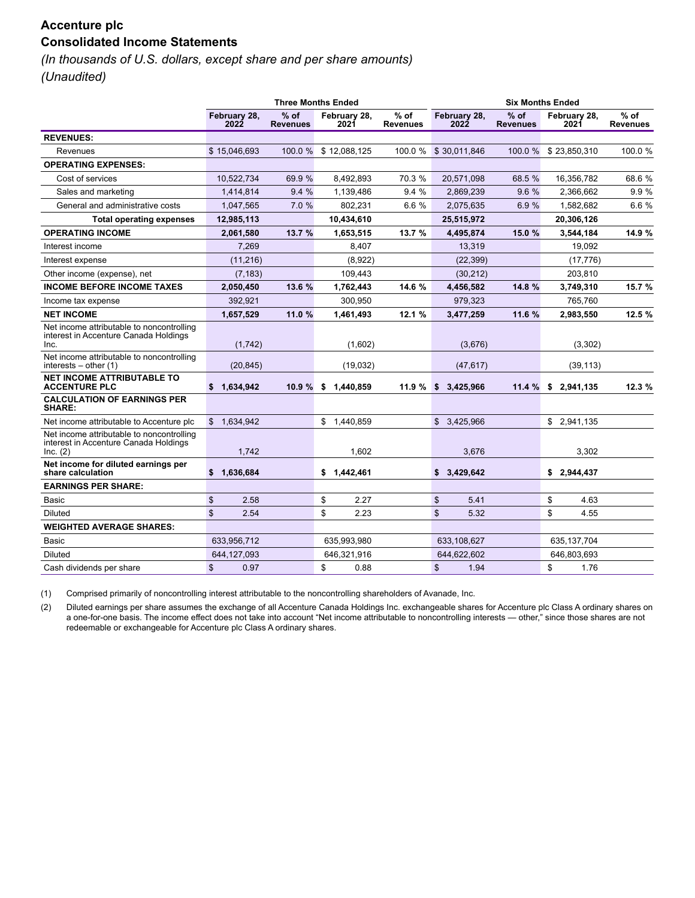# Accenture plc

## Consolidated Income Statements

*(In thousands of U.S. dollars, except share and per share amounts)*

*(Unaudited)*

| | Three Months Ended | | | | Six Months Ended | | | |
|---|---|---|---|---|---|---|---|---|
| | February 28, 2022 | % of Revenues | February 28, 2021 | % of Revenues | February 28, 2022 | % of Revenues | February 28, 2021 | % of Revenues |
| **REVENUES:** | | | | | | | | |
| Revenues | $ 15,046,693 | 100.0 % | $ 12,088,125 | 100.0 % | $ 30,011,846 | 100.0 % | $ 23,850,310 | 100.0 % |
| **OPERATING EXPENSES:** | | | | | | | | |
| Cost of services | 10,522,734 | 69.9 % | 8,492,893 | 70.3 % | 20,571,098 | 68.5 % | 16,356,782 | 68.6 % |
| Sales and marketing | 1,414,814 | 9.4 % | 1,139,486 | 9.4 % | 2,869,239 | 9.6 % | 2,366,662 | 9.9 % |
| General and administrative costs | 1,047,565 | 7.0 % | 802,231 | 6.6 % | 2,075,635 | 6.9 % | 1,582,682 | 6.6 % |
| **Total operating expenses** | **12,985,113** | | **10,434,610** | | **25,515,972** | | **20,306,126** | |
| **OPERATING INCOME** | **2,061,580** | **13.7 %** | **1,653,515** | **13.7 %** | **4,495,874** | **15.0 %** | **3,544,184** | **14.9 %** |
| Interest income | 7,269 | | 8,407 | | 13,319 | | 19,092 | |
| Interest expense | (11,216) | | (8,922) | | (22,399) | | (17,776) | |
| Other income (expense), net | (7,183) | | 109,443 | | (30,212) | | 203,810 | |
| **INCOME BEFORE INCOME TAXES** | **2,050,450** | **13.6 %** | **1,762,443** | **14.6 %** | **4,456,582** | **14.8 %** | **3,749,310** | **15.7 %** |
| Income tax expense | 392,921 | | 300,950 | | 979,323 | | 765,760 | |
| **NET INCOME** | **1,657,529** | **11.0 %** | **1,461,493** | **12.1 %** | **3,477,259** | **11.6 %** | **2,983,550** | **12.5 %** |
| Net income attributable to noncontrolling interest in Accenture Canada Holdings Inc. | (1,742) | | (1,602) | | (3,676) | | (3,302) | |
| Net income attributable to noncontrolling interests – other (1) | (20,845) | | (19,032) | | (47,617) | | (39,113) | |
| **NET INCOME ATTRIBUTABLE TO ACCENTURE PLC** | **$ 1,634,942** | **10.9 %** | **$ 1,440,859** | **11.9 %** | **$ 3,425,966** | **11.4 %** | **$ 2,941,135** | **12.3 %** |
| **CALCULATION OF EARNINGS PER SHARE:** | | | | | | | | |
| Net income attributable to Accenture plc | $ 1,634,942 | | $ 1,440,859 | | $ 3,425,966 | | $ 2,941,135 | |
| Net income attributable to noncontrolling interest in Accenture Canada Holdings Inc. (2) | 1,742 | | 1,602 | | 3,676 | | 3,302 | |
| **Net income for diluted earnings per share calculation** | **$ 1,636,684** | | **$ 1,442,461** | | **$ 3,429,642** | | **$ 2,944,437** | |
| **EARNINGS PER SHARE:** | | | | | | | | |
| Basic | $ 2.58 | | $ 2.27 | | $ 5.41 | | $ 4.63 | |
| Diluted | $ 2.54 | | $ 2.23 | | $ 5.32 | | $ 4.55 | |
| **WEIGHTED AVERAGE SHARES:** | | | | | | | | |
| Basic | 633,956,712 | | 635,993,980 | | 633,108,627 | | 635,137,704 | |
| Diluted | 644,127,093 | | 646,321,916 | | 644,622,602 | | 646,803,693 | |
| Cash dividends per share | $ 0.97 | | $ 0.88 | | $ 1.94 | | $ 1.76 | |

(1) Comprised primarily of noncontrolling interest attributable to the noncontrolling shareholders of Avanade, Inc.

(2) Diluted earnings per share assumes the exchange of all Accenture Canada Holdings Inc. exchangeable shares for Accenture plc Class A ordinary shares on a one-for-one basis. The income effect does not take into account "Net income attributable to noncontrolling interests — other," since those shares are not redeemable or exchangeable for Accenture plc Class A ordinary shares.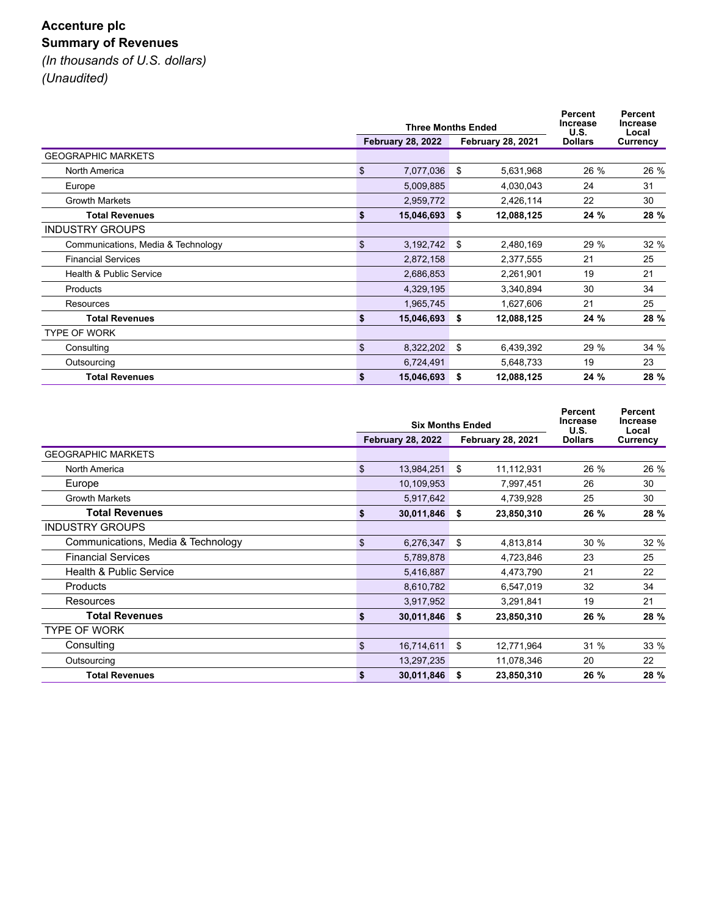**Accenture plc**
**Summary of Revenues**
*(In thousands of U.S. dollars)*
*(Unaudited)*

| | Three Months Ended | | Percent Increase U.S. Dollars | Percent Increase Local Currency |
|---|---|---|---|---|
| | February 28, 2022 | February 28, 2021 | | |
| GEOGRAPHIC MARKETS | | | | |
| North America | $ 7,077,036 | $ 5,631,968 | 26 % | 26 % |
| Europe | 5,009,885 | 4,030,043 | 24 | 31 |
| Growth Markets | 2,959,772 | 2,426,114 | 22 | 30 |
| **Total Revenues** | **$ 15,046,693** | **$ 12,088,125** | **24 %** | **28 %** |
| INDUSTRY GROUPS | | | | |
| Communications, Media & Technology | $ 3,192,742 | $ 2,480,169 | 29 % | 32 % |
| Financial Services | 2,872,158 | 2,377,555 | 21 | 25 |
| Health & Public Service | 2,686,853 | 2,261,901 | 19 | 21 |
| Products | 4,329,195 | 3,340,894 | 30 | 34 |
| Resources | 1,965,745 | 1,627,606 | 21 | 25 |
| **Total Revenues** | **$ 15,046,693** | **$ 12,088,125** | **24 %** | **28 %** |
| TYPE OF WORK | | | | |
| Consulting | $ 8,322,202 | $ 6,439,392 | 29 % | 34 % |
| Outsourcing | 6,724,491 | 5,648,733 | 19 | 23 |
| **Total Revenues** | **$ 15,046,693** | **$ 12,088,125** | **24 %** | **28 %** |

| | Six Months Ended | | Percent Increase U.S. Dollars | Percent Increase Local Currency |
|---|---|---|---|---|
| | February 28, 2022 | February 28, 2021 | | |
| GEOGRAPHIC MARKETS | | | | |
| North America | $ 13,984,251 | $ 11,112,931 | 26 % | 26 % |
| Europe | 10,109,953 | 7,997,451 | 26 | 30 |
| Growth Markets | 5,917,642 | 4,739,928 | 25 | 30 |
| **Total Revenues** | **$ 30,011,846** | **$ 23,850,310** | **26 %** | **28 %** |
| INDUSTRY GROUPS | | | | |
| Communications, Media & Technology | $ 6,276,347 | $ 4,813,814 | 30 % | 32 % |
| Financial Services | 5,789,878 | 4,723,846 | 23 | 25 |
| Health & Public Service | 5,416,887 | 4,473,790 | 21 | 22 |
| Products | 8,610,782 | 6,547,019 | 32 | 34 |
| Resources | 3,917,952 | 3,291,841 | 19 | 21 |
| **Total Revenues** | **$ 30,011,846** | **$ 23,850,310** | **26 %** | **28 %** |
| TYPE OF WORK | | | | |
| Consulting | $ 16,714,611 | $ 12,771,964 | 31 % | 33 % |
| Outsourcing | 13,297,235 | 11,078,346 | 20 | 22 |
| **Total Revenues** | **$ 30,011,846** | **$ 23,850,310** | **26 %** | **28 %** |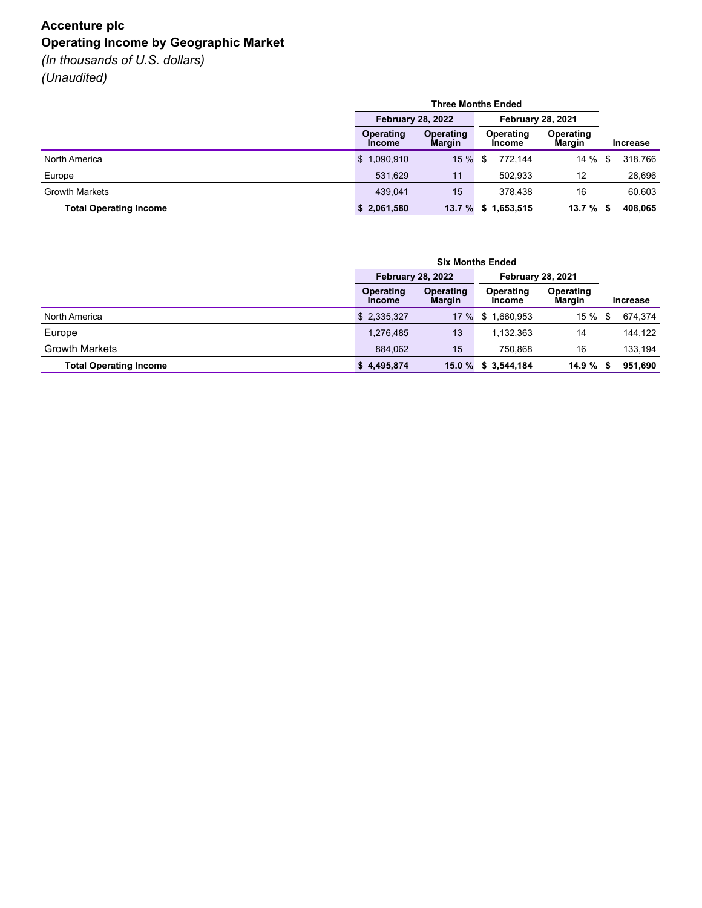**Accenture plc**

**Operating Income by Geographic Market**

*(In thousands of U.S. dollars)*

*(Unaudited)*

| | Three Months Ended | | | | |
|---|---|---|---|---|---|
| | February 28, 2022 | | February 28, 2021 | | |
| | Operating Income | Operating Margin | Operating Income | Operating Margin | Increase |
| North America | $ 1,090,910 | 15 % | $ 772,144 | 14 % | $ 318,766 |
| Europe | 531,629 | 11 | 502,933 | 12 | 28,696 |
| Growth Markets | 439,041 | 15 | 378,438 | 16 | 60,603 |
| **Total Operating Income** | **$ 2,061,580** | **13.7 %** | **$ 1,653,515** | **13.7 %** | **$ 408,065** |

| | Six Months Ended | | | | |
|---|---|---|---|---|---|
| | February 28, 2022 | | February 28, 2021 | | |
| | Operating Income | Operating Margin | Operating Income | Operating Margin | Increase |
| North America | $ 2,335,327 | 17 % | $ 1,660,953 | 15 % | $ 674,374 |
| Europe | 1,276,485 | 13 | 1,132,363 | 14 | 144,122 |
| Growth Markets | 884,062 | 15 | 750,868 | 16 | 133,194 |
| **Total Operating Income** | **$ 4,495,874** | **15.0 %** | **$ 3,544,184** | **14.9 %** | **$ 951,690** |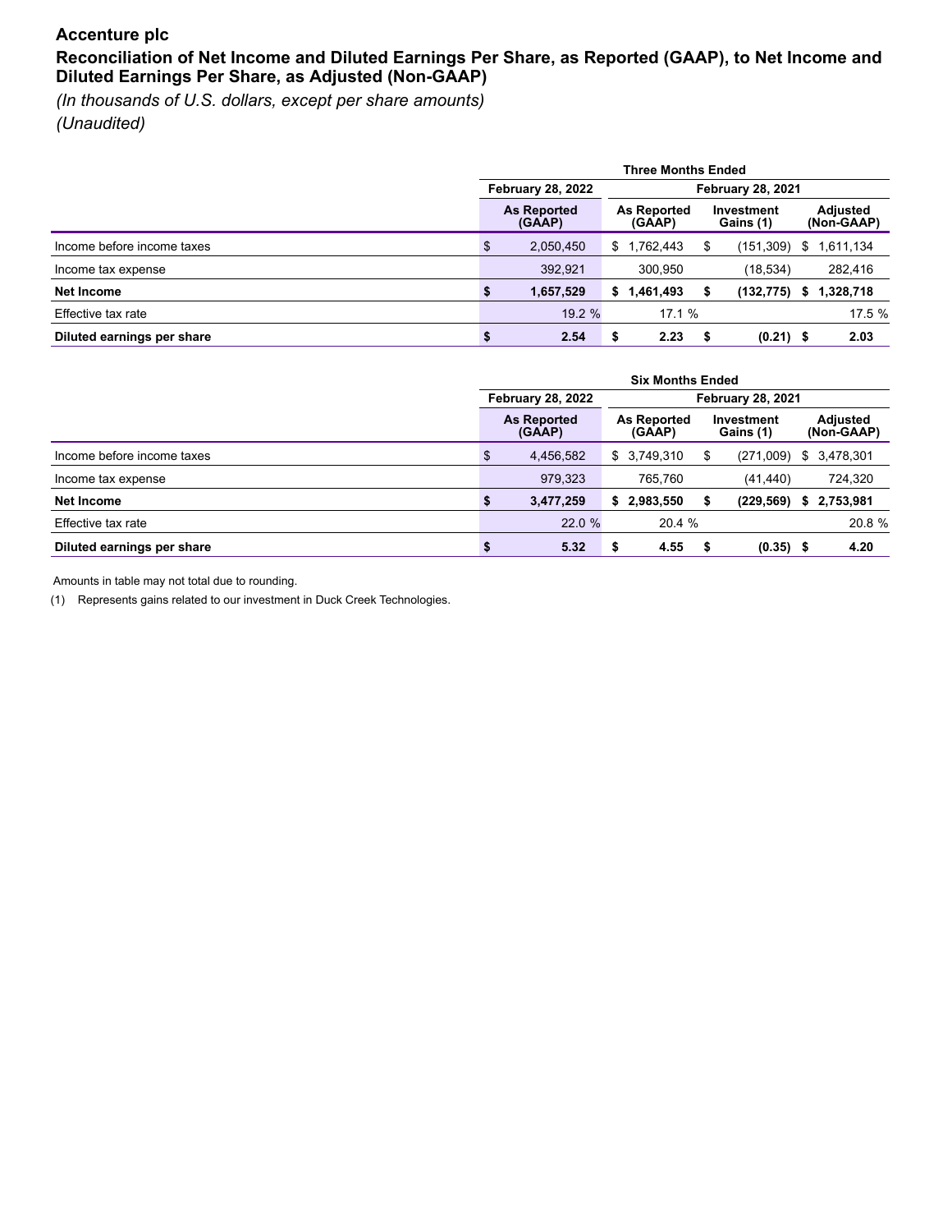**Accenture plc**

**Reconciliation of Net Income and Diluted Earnings Per Share, as Reported (GAAP), to Net Income and Diluted Earnings Per Share, as Adjusted (Non-GAAP)**

*(In thousands of U.S. dollars, except per share amounts)*

*(Unaudited)*

| | Three Months Ended | | | |
|---|---|---|---|---|
| | February 28, 2022 | February 28, 2021 | | |
| | As Reported (GAAP) | As Reported (GAAP) | Investment Gains (1) | Adjusted (Non-GAAP) |
| Income before income taxes | $ 2,050,450 | $ 1,762,443 | $ (151,309) | $ 1,611,134 |
| Income tax expense | 392,921 | 300,950 | (18,534) | 282,416 |
| **Net Income** | **$ 1,657,529** | **$ 1,461,493** | **$ (132,775)** | **$ 1,328,718** |
| Effective tax rate | 19.2 % | 17.1 % | | 17.5 % |
| **Diluted earnings per share** | **$ 2.54** | **$ 2.23** | **$ (0.21)** | **$ 2.03** |

| | Six Months Ended | | | |
|---|---|---|---|---|
| | February 28, 2022 | February 28, 2021 | | |
| | As Reported (GAAP) | As Reported (GAAP) | Investment Gains (1) | Adjusted (Non-GAAP) |
| Income before income taxes | $ 4,456,582 | $ 3,749,310 | $ (271,009) | $ 3,478,301 |
| Income tax expense | 979,323 | 765,760 | (41,440) | 724,320 |
| **Net Income** | **$ 3,477,259** | **$ 2,983,550** | **$ (229,569)** | **$ 2,753,981** |
| Effective tax rate | 22.0 % | 20.4 % | | 20.8 % |
| **Diluted earnings per share** | **$ 5.32** | **$ 4.55** | **$ (0.35)** | **$ 4.20** |

Amounts in table may not total due to rounding.

(1) Represents gains related to our investment in Duck Creek Technologies.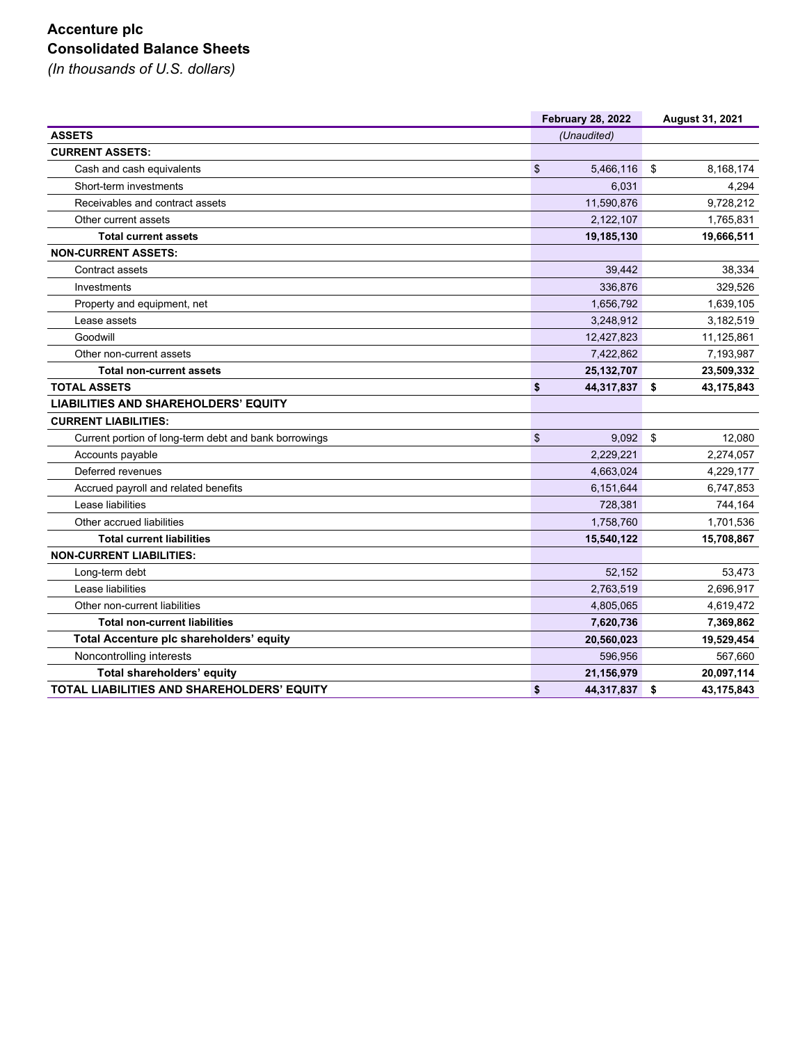# Accenture plc
## Consolidated Balance Sheets
*(In thousands of U.S. dollars)*

| | February 28, 2022 | August 31, 2021 |
|---|---|---|
| **ASSETS** | *(Unaudited)* | |
| **CURRENT ASSETS:** | | |
| Cash and cash equivalents | $ 5,466,116 | $ 8,168,174 |
| Short-term investments | 6,031 | 4,294 |
| Receivables and contract assets | 11,590,876 | 9,728,212 |
| Other current assets | 2,122,107 | 1,765,831 |
| **Total current assets** | **19,185,130** | **19,666,511** |
| **NON-CURRENT ASSETS:** | | |
| Contract assets | 39,442 | 38,334 |
| Investments | 336,876 | 329,526 |
| Property and equipment, net | 1,656,792 | 1,639,105 |
| Lease assets | 3,248,912 | 3,182,519 |
| Goodwill | 12,427,823 | 11,125,861 |
| Other non-current assets | 7,422,862 | 7,193,987 |
| **Total non-current assets** | **25,132,707** | **23,509,332** |
| **TOTAL ASSETS** | **$ 44,317,837** | **$ 43,175,843** |
| **LIABILITIES AND SHAREHOLDERS' EQUITY** | | |
| **CURRENT LIABILITIES:** | | |
| Current portion of long-term debt and bank borrowings | $ 9,092 | $ 12,080 |
| Accounts payable | 2,229,221 | 2,274,057 |
| Deferred revenues | 4,663,024 | 4,229,177 |
| Accrued payroll and related benefits | 6,151,644 | 6,747,853 |
| Lease liabilities | 728,381 | 744,164 |
| Other accrued liabilities | 1,758,760 | 1,701,536 |
| **Total current liabilities** | **15,540,122** | **15,708,867** |
| **NON-CURRENT LIABILITIES:** | | |
| Long-term debt | 52,152 | 53,473 |
| Lease liabilities | 2,763,519 | 2,696,917 |
| Other non-current liabilities | 4,805,065 | 4,619,472 |
| **Total non-current liabilities** | **7,620,736** | **7,369,862** |
| **Total Accenture plc shareholders' equity** | **20,560,023** | **19,529,454** |
| Noncontrolling interests | 596,956 | 567,660 |
| **Total shareholders' equity** | **21,156,979** | **20,097,114** |
| **TOTAL LIABILITIES AND SHAREHOLDERS' EQUITY** | **$ 44,317,837** | **$ 43,175,843** |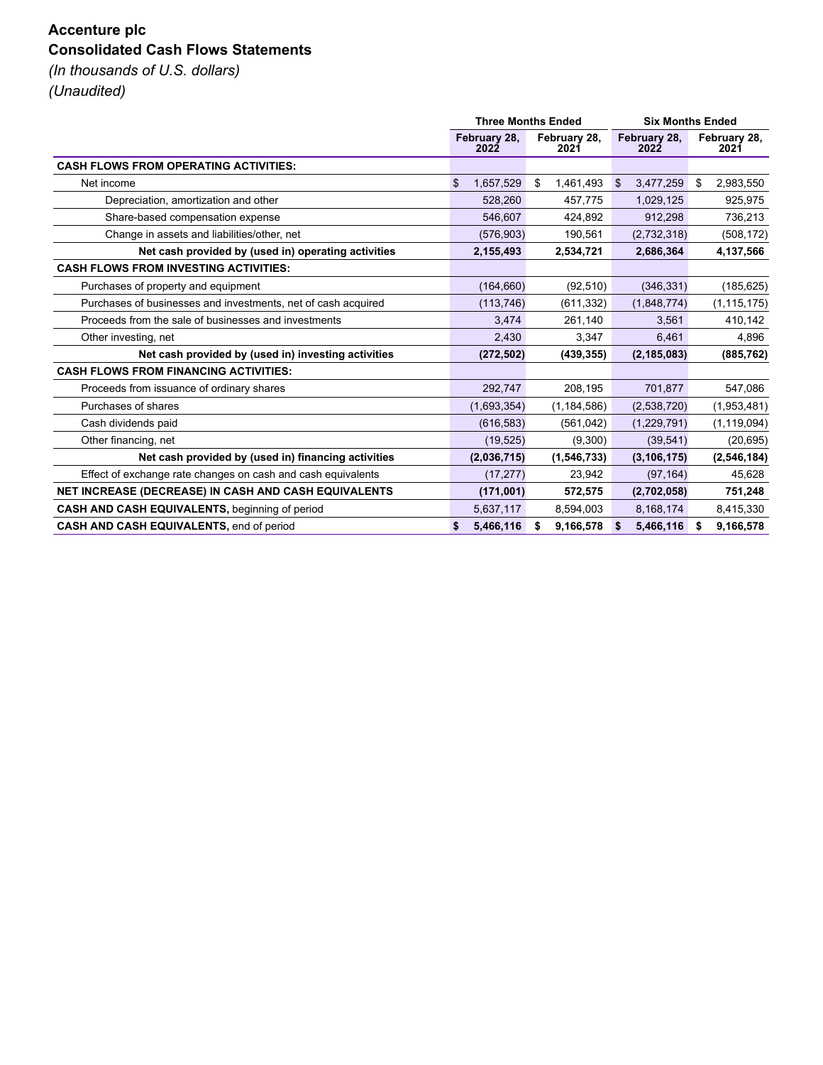**Accenture plc**

**Consolidated Cash Flows Statements**

*(In thousands of U.S. dollars)*

*(Unaudited)*

| | Three Months Ended | | Six Months Ended | |
|---|---|---|---|---|
| | February 28, 2022 | February 28, 2021 | February 28, 2022 | February 28, 2021 |
| **CASH FLOWS FROM OPERATING ACTIVITIES:** | | | | |
| Net income | $ 1,657,529 | $ 1,461,493 | $ 3,477,259 | $ 2,983,550 |
| Depreciation, amortization and other | 528,260 | 457,775 | 1,029,125 | 925,975 |
| Share-based compensation expense | 546,607 | 424,892 | 912,298 | 736,213 |
| Change in assets and liabilities/other, net | (576,903) | 190,561 | (2,732,318) | (508,172) |
| **Net cash provided by (used in) operating activities** | **2,155,493** | **2,534,721** | **2,686,364** | **4,137,566** |
| **CASH FLOWS FROM INVESTING ACTIVITIES:** | | | | |
| Purchases of property and equipment | (164,660) | (92,510) | (346,331) | (185,625) |
| Purchases of businesses and investments, net of cash acquired | (113,746) | (611,332) | (1,848,774) | (1,115,175) |
| Proceeds from the sale of businesses and investments | 3,474 | 261,140 | 3,561 | 410,142 |
| Other investing, net | 2,430 | 3,347 | 6,461 | 4,896 |
| **Net cash provided by (used in) investing activities** | **(272,502)** | **(439,355)** | **(2,185,083)** | **(885,762)** |
| **CASH FLOWS FROM FINANCING ACTIVITIES:** | | | | |
| Proceeds from issuance of ordinary shares | 292,747 | 208,195 | 701,877 | 547,086 |
| Purchases of shares | (1,693,354) | (1,184,586) | (2,538,720) | (1,953,481) |
| Cash dividends paid | (616,583) | (561,042) | (1,229,791) | (1,119,094) |
| Other financing, net | (19,525) | (9,300) | (39,541) | (20,695) |
| **Net cash provided by (used in) financing activities** | **(2,036,715)** | **(1,546,733)** | **(3,106,175)** | **(2,546,184)** |
| Effect of exchange rate changes on cash and cash equivalents | (17,277) | 23,942 | (97,164) | 45,628 |
| **NET INCREASE (DECREASE) IN CASH AND CASH EQUIVALENTS** | **(171,001)** | **572,575** | **(2,702,058)** | **751,248** |
| **CASH AND CASH EQUIVALENTS,** beginning of period | 5,637,117 | 8,594,003 | 8,168,174 | 8,415,330 |
| **CASH AND CASH EQUIVALENTS,** end of period | **$ 5,466,116** | **$ 9,166,578** | **$ 5,466,116** | **$ 9,166,578** |